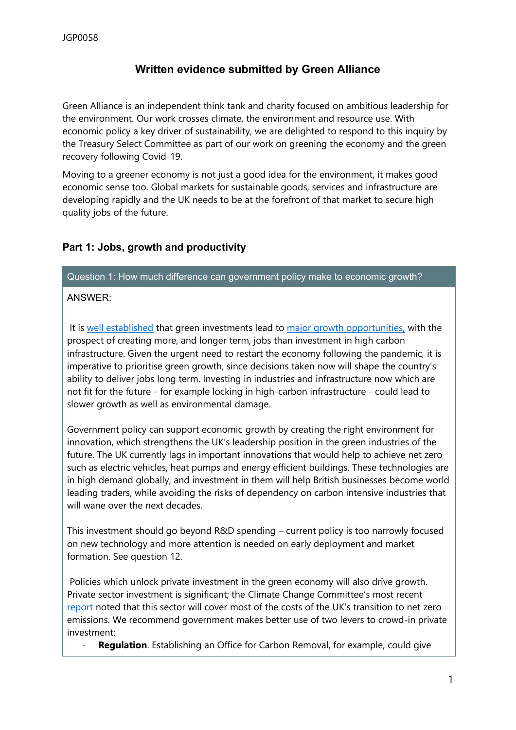JGP0058

# Written evidence submitted by Green Alliance

Green Alliance is an independent think tank and charity focused on ambitious leadership for the environment. Our work crosses climate, the environment and resource use. With economic policy a key driver of sustainability, we are delighted to respond to this inquiry by the Treasury Select Committee as part of our work on greening the economy and the green recovery following Covid-19.

Moving to a greener economy is not just a good idea for the environment, it makes good economic sense too. Global markets for sustainable goods, services and infrastructure are developing rapidly and the UK needs to be at the forefront of that market to secure high quality jobs of the future.

## Part 1: Jobs, growth and productivity

### Question 1: How much difference can government policy make to economic growth?

ANSWER:

It is well established that green investments lead to major growth opportunities, with the prospect of creating more, and longer term, jobs than investment in high carbon infrastructure. Given the urgent need to restart the economy following the pandemic, it is imperative to prioritise green growth, since decisions taken now will shape the country's ability to deliver jobs long term. Investing in industries and infrastructure now which are not fit for the future - for example locking in high-carbon infrastructure - could lead to slower growth as well as environmental damage.

Government policy can support economic growth by creating the right environment for innovation, which strengthens the UK's leadership position in the green industries of the future. The UK currently lags in important innovations that would help to achieve net zero such as electric vehicles, heat pumps and energy efficient buildings. These technologies are in high demand globally, and investment in them will help British businesses become world leading traders, while avoiding the risks of dependency on carbon intensive industries that will wane over the next decades.

This investment should go beyond R&D spending – current policy is too narrowly focused on new technology and more attention is needed on early deployment and market formation. See question 12.

Policies which unlock private investment in the green economy will also drive growth. Private sector investment is significant; the Climate Change Committee's most recent report noted that this sector will cover most of the costs of the UK's transition to net zero emissions. We recommend government makes better use of two levers to crowd-in private investment:

- **Regulation**. Establishing an Office for Carbon Removal, for example, could give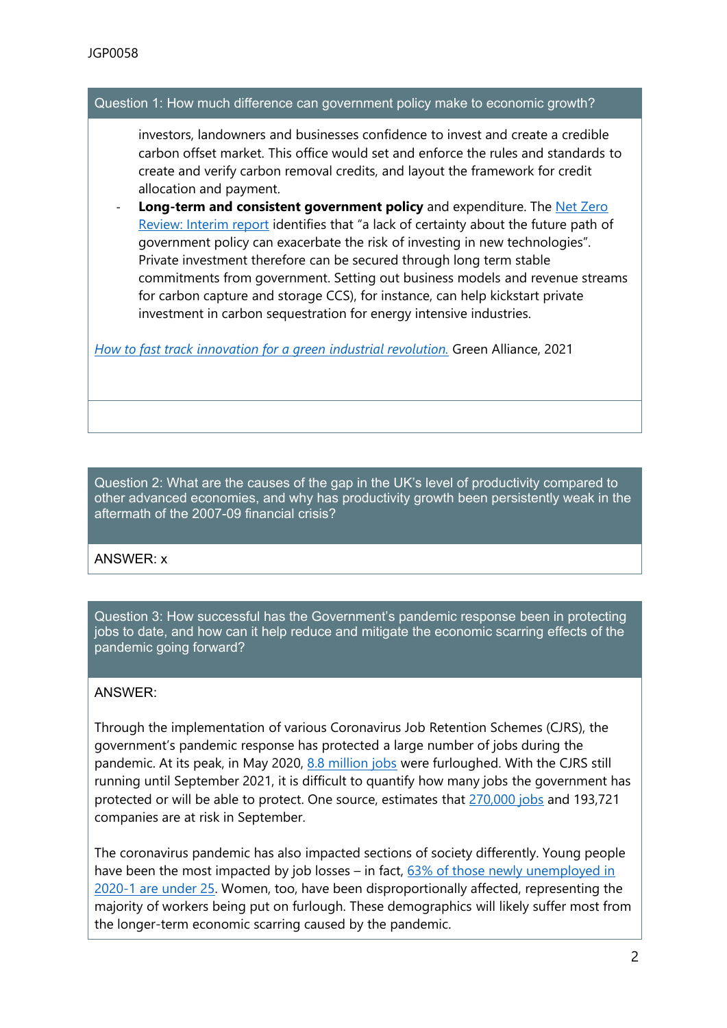## Question 1: How much difference can government policy make to economic growth?

investors, landowners and businesses confidence to invest and create a credible carbon offset market. This office would set and enforce the rules and standards to create and verify carbon removal credits, and layout the framework for credit allocation and payment.

- **Long-term and consistent government policy** and expenditure. The Net Zero Review: Interim report identifies that "a lack of certainty about the future path of government policy can exacerbate the risk of investing in new technologies". Private investment therefore can be secured through long term stable commitments from government. Setting out business models and revenue streams for carbon capture and storage CCS), for instance, can help kickstart private investment in carbon sequestration for energy intensive industries.

*How to fast track innovation for a green industrial revolution.* Green Alliance, 2021

## Question 2: What are the causes of the gap in the UK's level of productivity compared to other advanced economies, and why has productivity growth been persistently weak in the aftermath of the 2007-09 financial crisis?

ANSWER: x

## Question 3: How successful has the Government's pandemic response been in protecting jobs to date, and how can it help reduce and mitigate the economic scarring effects of the pandemic going forward?

ANSWER:

Through the implementation of various Coronavirus Job Retention Schemes (CJRS), the government's pandemic response has protected a large number of jobs during the pandemic. At its peak, in May 2020, 8.8 million jobs were furloughed. With the CJRS still running until September 2021, it is difficult to quantify how many jobs the government has protected or will be able to protect. One source, estimates that 270,000 jobs and 193,721 companies are at risk in September.

The coronavirus pandemic has also impacted sections of society differently. Young people have been the most impacted by job losses – in fact, 63% of those newly unemployed in 2020-1 are under 25. Women, too, have been disproportionally affected, representing the majority of workers being put on furlough. These demographics will likely suffer most from the longer-term economic scarring caused by the pandemic.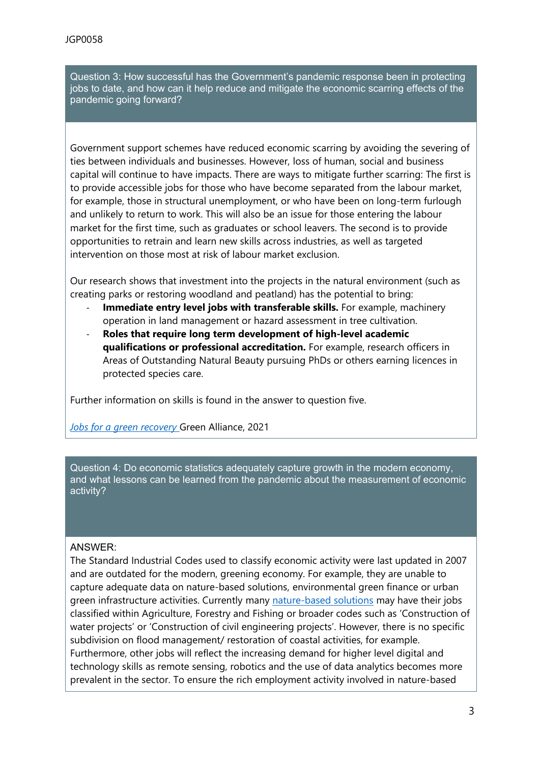### Question 3: How successful has the Government's pandemic response been in protecting jobs to date, and how can it help reduce and mitigate the economic scarring effects of the pandemic going forward?

Government support schemes have reduced economic scarring by avoiding the severing of ties between individuals and businesses. However, loss of human, social and business capital will continue to have impacts. There are ways to mitigate further scarring: The first is to provide accessible jobs for those who have become separated from the labour market, for example, those in structural unemployment, or who have been on long-term furlough and unlikely to return to work. This will also be an issue for those entering the labour market for the first time, such as graduates or school leavers. The second is to provide opportunities to retrain and learn new skills across industries, as well as targeted intervention on those most at risk of labour market exclusion.

Our research shows that investment into the projects in the natural environment (such as creating parks or restoring woodland and peatland) has the potential to bring:

- **Immediate entry level jobs with transferable skills.** For example, machinery operation in land management or hazard assessment in tree cultivation.
- **Roles that require long term development of high-level academic qualifications or professional accreditation.** For example, research officers in Areas of Outstanding Natural Beauty pursuing PhDs or others earning licences in protected species care.

Further information on skills is found in the answer to question five.

*Jobs for a green recovery* Green Alliance, 2021

### Question 4: Do economic statistics adequately capture growth in the modern economy, and what lessons can be learned from the pandemic about the measurement of economic activity?

ANSWER:

The Standard Industrial Codes used to classify economic activity were last updated in 2007 and are outdated for the modern, greening economy. For example, they are unable to capture adequate data on nature-based solutions, environmental green finance or urban green infrastructure activities. Currently many nature-based solutions may have their jobs classified within Agriculture, Forestry and Fishing or broader codes such as 'Construction of water projects' or 'Construction of civil engineering projects'. However, there is no specific subdivision on flood management/ restoration of coastal activities, for example. Furthermore, other jobs will reflect the increasing demand for higher level digital and technology skills as remote sensing, robotics and the use of data analytics becomes more prevalent in the sector. To ensure the rich employment activity involved in nature-based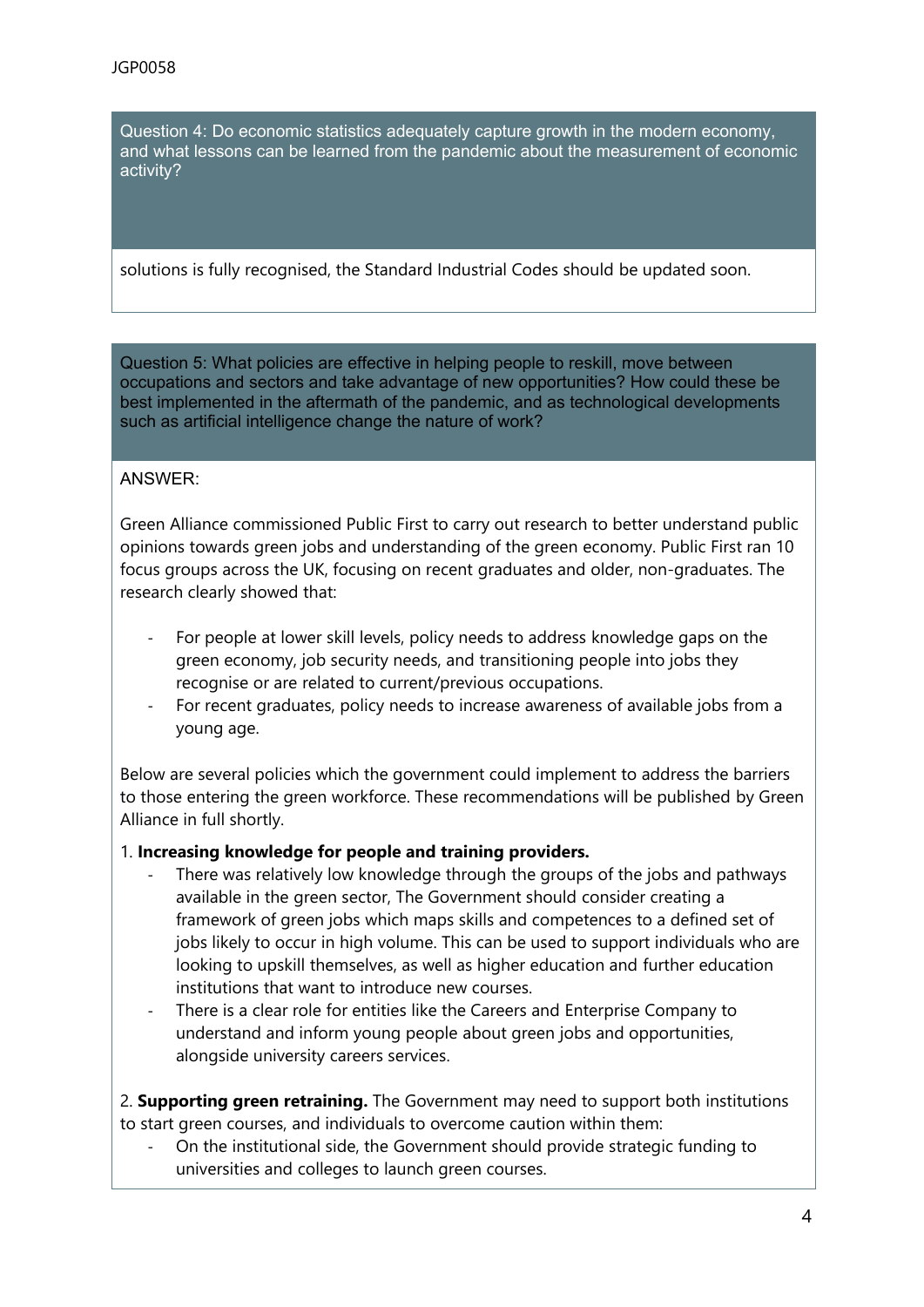**Question 4: Do economic statistics adequately capture growth in the modern economy, and what lessons can be learned from the pandemic about the measurement of economic activity?**

solutions is fully recognised, the Standard Industrial Codes should be updated soon.

**Question 5: What policies are effective in helping people to reskill, move between occupations and sectors and take advantage of new opportunities? How could these be best implemented in the aftermath of the pandemic, and as technological developments such as artificial intelligence change the nature of work?**

ANSWER:

Green Alliance commissioned Public First to carry out research to better understand public opinions towards green jobs and understanding of the green economy. Public First ran 10 focus groups across the UK, focusing on recent graduates and older, non-graduates. The research clearly showed that:

- For people at lower skill levels, policy needs to address knowledge gaps on the green economy, job security needs, and transitioning people into jobs they recognise or are related to current/previous occupations.
- For recent graduates, policy needs to increase awareness of available jobs from a young age.

Below are several policies which the government could implement to address the barriers to those entering the green workforce. These recommendations will be published by Green Alliance in full shortly.

1. **Increasing knowledge for people and training providers.**
   - There was relatively low knowledge through the groups of the jobs and pathways available in the green sector, The Government should consider creating a framework of green jobs which maps skills and competences to a defined set of jobs likely to occur in high volume. This can be used to support individuals who are looking to upskill themselves, as well as higher education and further education institutions that want to introduce new courses.
   - There is a clear role for entities like the Careers and Enterprise Company to understand and inform young people about green jobs and opportunities, alongside university careers services.

2. **Supporting green retraining.** The Government may need to support both institutions to start green courses, and individuals to overcome caution within them:
   - On the institutional side, the Government should provide strategic funding to universities and colleges to launch green courses.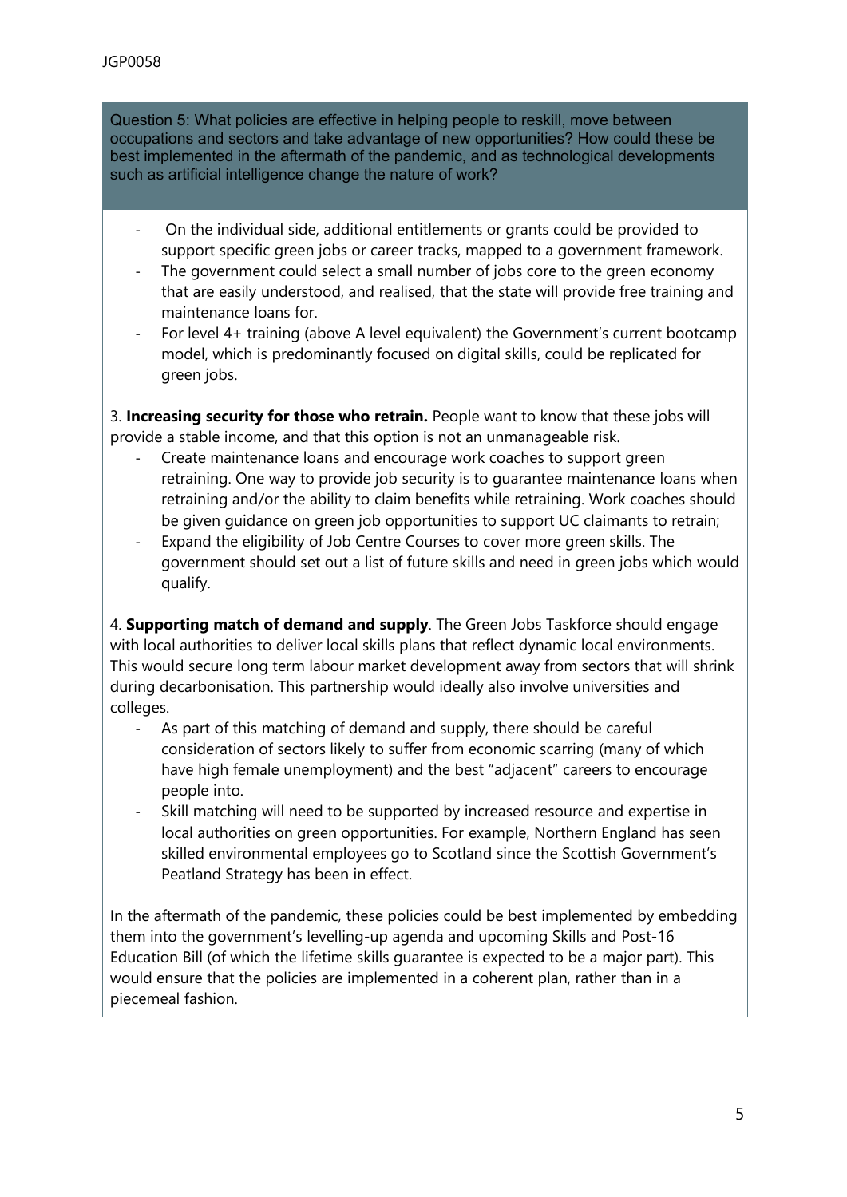Question 5: What policies are effective in helping people to reskill, move between occupations and sectors and take advantage of new opportunities? How could these be best implemented in the aftermath of the pandemic, and as technological developments such as artificial intelligence change the nature of work?

- On the individual side, additional entitlements or grants could be provided to support specific green jobs or career tracks, mapped to a government framework.
- The government could select a small number of jobs core to the green economy that are easily understood, and realised, that the state will provide free training and maintenance loans for.
- For level 4+ training (above A level equivalent) the Government's current bootcamp model, which is predominantly focused on digital skills, could be replicated for green jobs.

3. **Increasing security for those who retrain.** People want to know that these jobs will provide a stable income, and that this option is not an unmanageable risk.
   - Create maintenance loans and encourage work coaches to support green retraining. One way to provide job security is to guarantee maintenance loans when retraining and/or the ability to claim benefits while retraining. Work coaches should be given guidance on green job opportunities to support UC claimants to retrain;
   - Expand the eligibility of Job Centre Courses to cover more green skills. The government should set out a list of future skills and need in green jobs which would qualify.

4. **Supporting match of demand and supply**. The Green Jobs Taskforce should engage with local authorities to deliver local skills plans that reflect dynamic local environments. This would secure long term labour market development away from sectors that will shrink during decarbonisation. This partnership would ideally also involve universities and colleges.
   - As part of this matching of demand and supply, there should be careful consideration of sectors likely to suffer from economic scarring (many of which have high female unemployment) and the best "adjacent" careers to encourage people into.
   - Skill matching will need to be supported by increased resource and expertise in local authorities on green opportunities. For example, Northern England has seen skilled environmental employees go to Scotland since the Scottish Government's Peatland Strategy has been in effect.

In the aftermath of the pandemic, these policies could be best implemented by embedding them into the government's levelling-up agenda and upcoming Skills and Post-16 Education Bill (of which the lifetime skills guarantee is expected to be a major part). This would ensure that the policies are implemented in a coherent plan, rather than in a piecemeal fashion.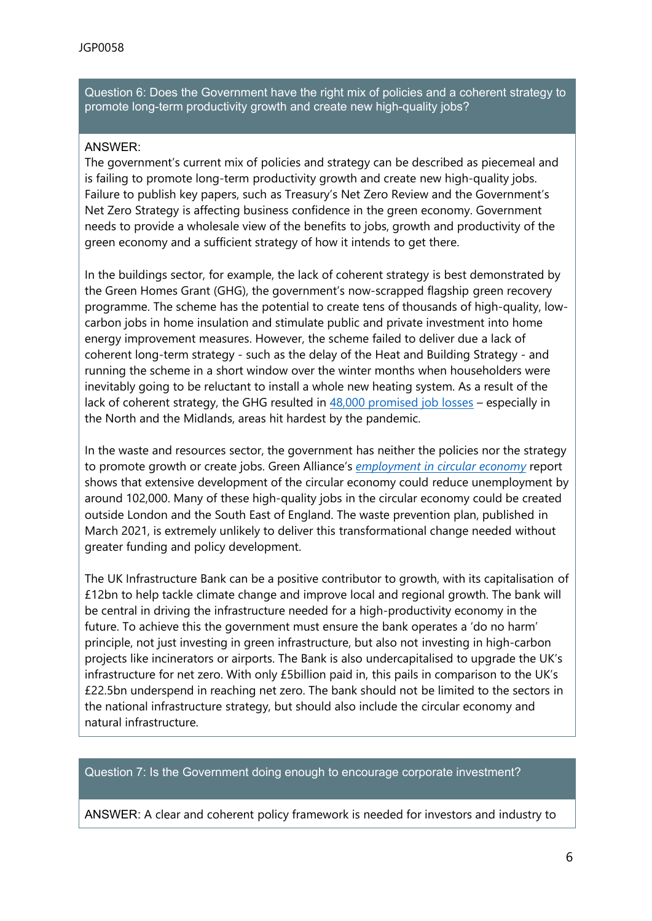Question 6: Does the Government have the right mix of policies and a coherent strategy to promote long-term productivity growth and create new high-quality jobs?

ANSWER:
The government's current mix of policies and strategy can be described as piecemeal and is failing to promote long-term productivity growth and create new high-quality jobs. Failure to publish key papers, such as Treasury's Net Zero Review and the Government's Net Zero Strategy is affecting business confidence in the green economy. Government needs to provide a wholesale view of the benefits to jobs, growth and productivity of the green economy and a sufficient strategy of how it intends to get there.

In the buildings sector, for example, the lack of coherent strategy is best demonstrated by the Green Homes Grant (GHG), the government's now-scrapped flagship green recovery programme. The scheme has the potential to create tens of thousands of high-quality, low-carbon jobs in home insulation and stimulate public and private investment into home energy improvement measures. However, the scheme failed to deliver due a lack of coherent long-term strategy - such as the delay of the Heat and Building Strategy - and running the scheme in a short window over the winter months when householders were inevitably going to be reluctant to install a whole new heating system. As a result of the lack of coherent strategy, the GHG resulted in 48,000 promised job losses – especially in the North and the Midlands, areas hit hardest by the pandemic.

In the waste and resources sector, the government has neither the policies nor the strategy to promote growth or create jobs. Green Alliance's *employment in circular economy* report shows that extensive development of the circular economy could reduce unemployment by around 102,000. Many of these high-quality jobs in the circular economy could be created outside London and the South East of England. The waste prevention plan, published in March 2021, is extremely unlikely to deliver this transformational change needed without greater funding and policy development.

The UK Infrastructure Bank can be a positive contributor to growth, with its capitalisation of £12bn to help tackle climate change and improve local and regional growth. The bank will be central in driving the infrastructure needed for a high-productivity economy in the future. To achieve this the government must ensure the bank operates a 'do no harm' principle, not just investing in green infrastructure, but also not investing in high-carbon projects like incinerators or airports. The Bank is also undercapitalised to upgrade the UK's infrastructure for net zero. With only £5billion paid in, this pails in comparison to the UK's £22.5bn underspend in reaching net zero. The bank should not be limited to the sectors in the national infrastructure strategy, but should also include the circular economy and natural infrastructure.

Question 7: Is the Government doing enough to encourage corporate investment?

ANSWER: A clear and coherent policy framework is needed for investors and industry to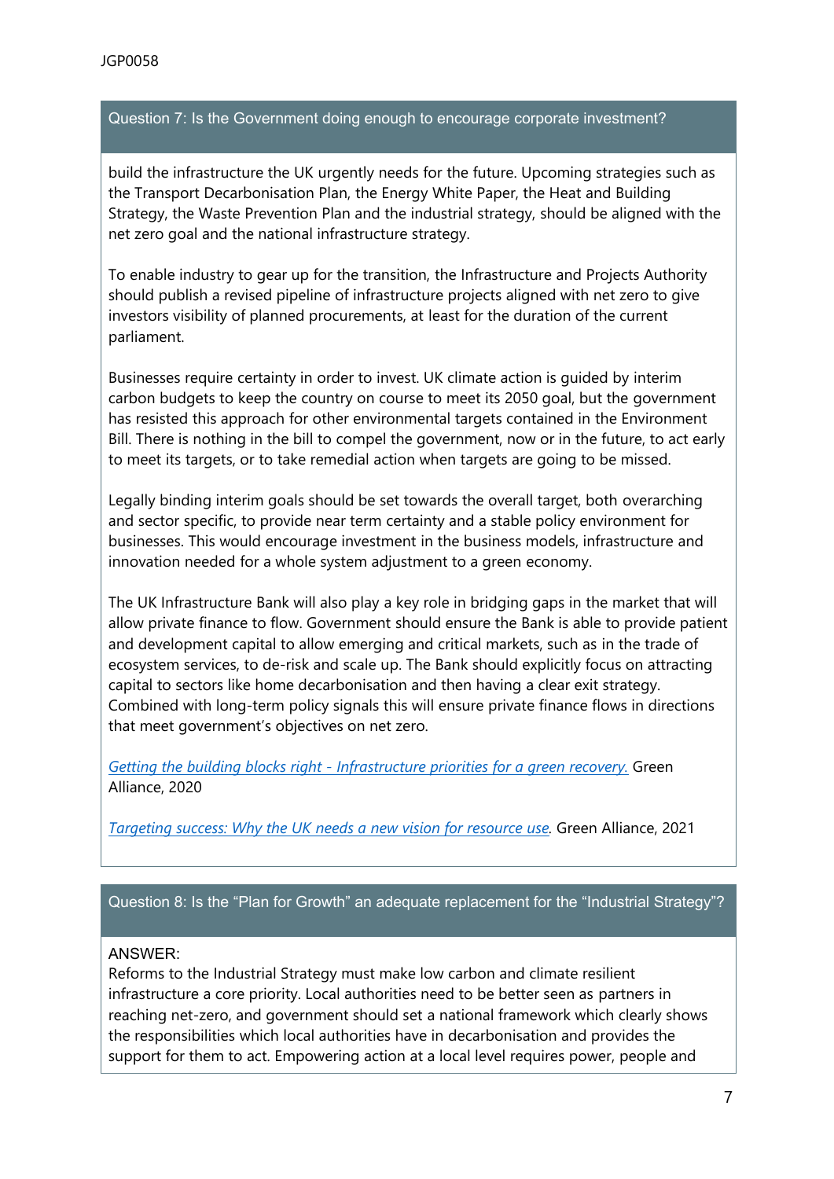### Question 7: Is the Government doing enough to encourage corporate investment?

build the infrastructure the UK urgently needs for the future. Upcoming strategies such as the Transport Decarbonisation Plan, the Energy White Paper, the Heat and Building Strategy, the Waste Prevention Plan and the industrial strategy, should be aligned with the net zero goal and the national infrastructure strategy.

To enable industry to gear up for the transition, the Infrastructure and Projects Authority should publish a revised pipeline of infrastructure projects aligned with net zero to give investors visibility of planned procurements, at least for the duration of the current parliament.

Businesses require certainty in order to invest. UK climate action is guided by interim carbon budgets to keep the country on course to meet its 2050 goal, but the government has resisted this approach for other environmental targets contained in the Environment Bill. There is nothing in the bill to compel the government, now or in the future, to act early to meet its targets, or to take remedial action when targets are going to be missed.

Legally binding interim goals should be set towards the overall target, both overarching and sector specific, to provide near term certainty and a stable policy environment for businesses. This would encourage investment in the business models, infrastructure and innovation needed for a whole system adjustment to a green economy.

The UK Infrastructure Bank will also play a key role in bridging gaps in the market that will allow private finance to flow. Government should ensure the Bank is able to provide patient and development capital to allow emerging and critical markets, such as in the trade of ecosystem services, to de-risk and scale up. The Bank should explicitly focus on attracting capital to sectors like home decarbonisation and then having a clear exit strategy. Combined with long-term policy signals this will ensure private finance flows in directions that meet government's objectives on net zero.

*Getting the building blocks right - Infrastructure priorities for a green recovery.* Green Alliance, 2020

*Targeting success: Why the UK needs a new vision for resource use.* Green Alliance, 2021

### Question 8: Is the "Plan for Growth" an adequate replacement for the "Industrial Strategy"?

ANSWER:
Reforms to the Industrial Strategy must make low carbon and climate resilient infrastructure a core priority. Local authorities need to be better seen as partners in reaching net-zero, and government should set a national framework which clearly shows the responsibilities which local authorities have in decarbonisation and provides the support for them to act. Empowering action at a local level requires power, people and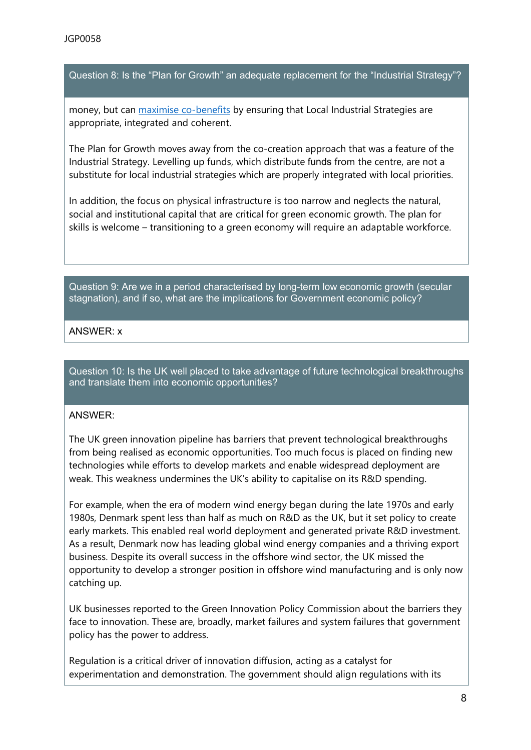Question 8: Is the "Plan for Growth" an adequate replacement for the "Industrial Strategy"?

money, but can [maximise co-benefits]() by ensuring that Local Industrial Strategies are appropriate, integrated and coherent.

The Plan for Growth moves away from the co-creation approach that was a feature of the Industrial Strategy. Levelling up funds, which distribute funds from the centre, are not a substitute for local industrial strategies which are properly integrated with local priorities.

In addition, the focus on physical infrastructure is too narrow and neglects the natural, social and institutional capital that are critical for green economic growth. The plan for skills is welcome – transitioning to a green economy will require an adaptable workforce.

Question 9: Are we in a period characterised by long-term low economic growth (secular stagnation), and if so, what are the implications for Government economic policy?

ANSWER: x

Question 10: Is the UK well placed to take advantage of future technological breakthroughs and translate them into economic opportunities?

ANSWER:

The UK green innovation pipeline has barriers that prevent technological breakthroughs from being realised as economic opportunities. Too much focus is placed on finding new technologies while efforts to develop markets and enable widespread deployment are weak. This weakness undermines the UK's ability to capitalise on its R&D spending.

For example, when the era of modern wind energy began during the late 1970s and early 1980s, Denmark spent less than half as much on R&D as the UK, but it set policy to create early markets. This enabled real world deployment and generated private R&D investment. As a result, Denmark now has leading global wind energy companies and a thriving export business. Despite its overall success in the offshore wind sector, the UK missed the opportunity to develop a stronger position in offshore wind manufacturing and is only now catching up.

UK businesses reported to the Green Innovation Policy Commission about the barriers they face to innovation. These are, broadly, market failures and system failures that government policy has the power to address.

Regulation is a critical driver of innovation diffusion, acting as a catalyst for experimentation and demonstration. The government should align regulations with its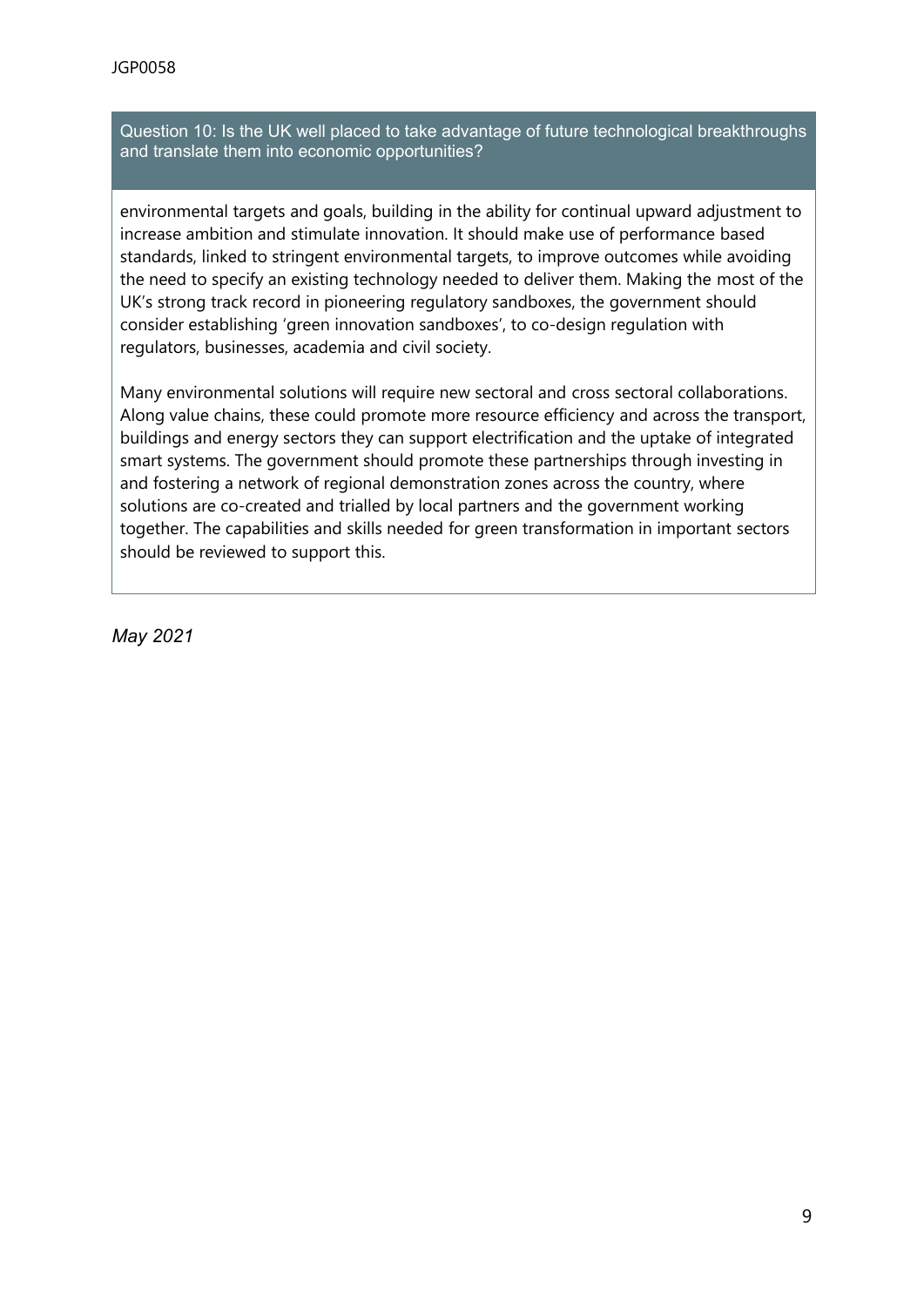Question 10: Is the UK well placed to take advantage of future technological breakthroughs and translate them into economic opportunities?

environmental targets and goals, building in the ability for continual upward adjustment to increase ambition and stimulate innovation. It should make use of performance based standards, linked to stringent environmental targets, to improve outcomes while avoiding the need to specify an existing technology needed to deliver them. Making the most of the UK's strong track record in pioneering regulatory sandboxes, the government should consider establishing 'green innovation sandboxes', to co-design regulation with regulators, businesses, academia and civil society.

Many environmental solutions will require new sectoral and cross sectoral collaborations. Along value chains, these could promote more resource efficiency and across the transport, buildings and energy sectors they can support electrification and the uptake of integrated smart systems. The government should promote these partnerships through investing in and fostering a network of regional demonstration zones across the country, where solutions are co-created and trialled by local partners and the government working together. The capabilities and skills needed for green transformation in important sectors should be reviewed to support this.

*May 2021*